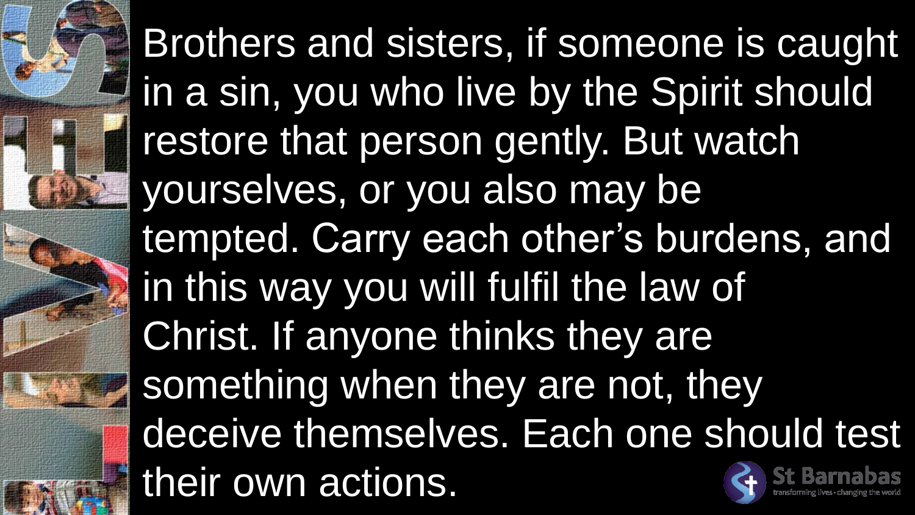Brothers and sisters, if someone is caught in a sin, you who live by the Spirit should restore that person gently. But watch yourselves, or you also may be tempted. Carry each other's burdens, and in this way you will fulfil the law of Christ. If anyone thinks they are something when they are not, they deceive themselves. Each one should test their own actions.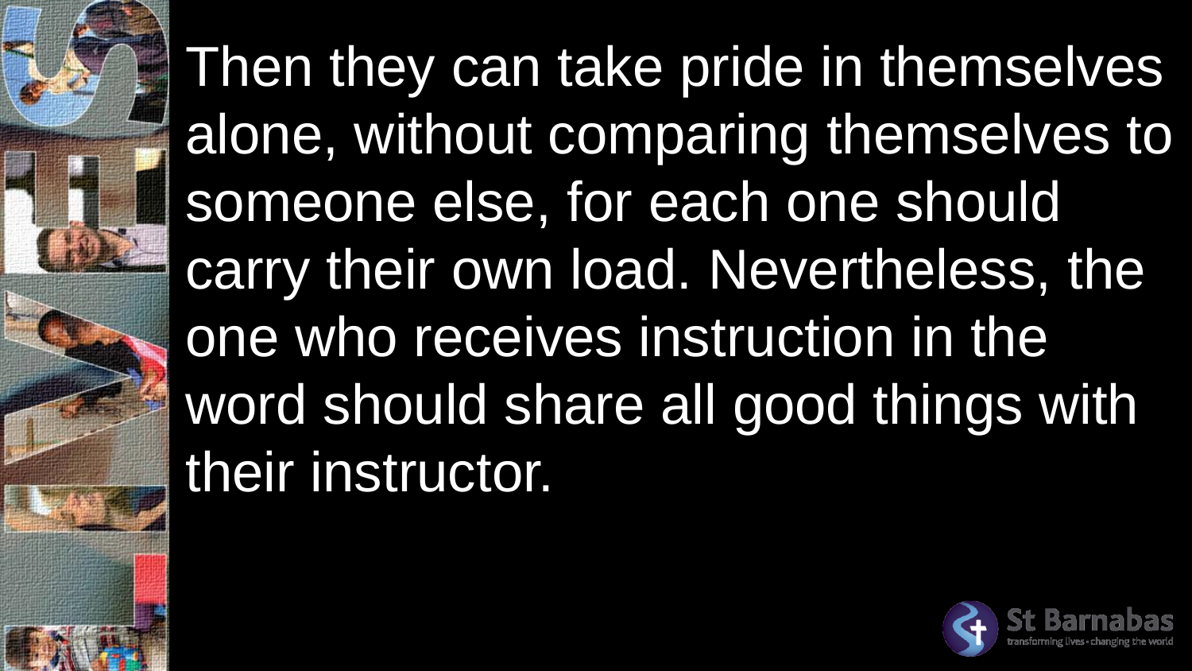Then they can take pride in themselves alone, without comparing themselves to someone else, for each one should carry their own load. Nevertheless, the one who receives instruction in the word should share all good things with their instructor.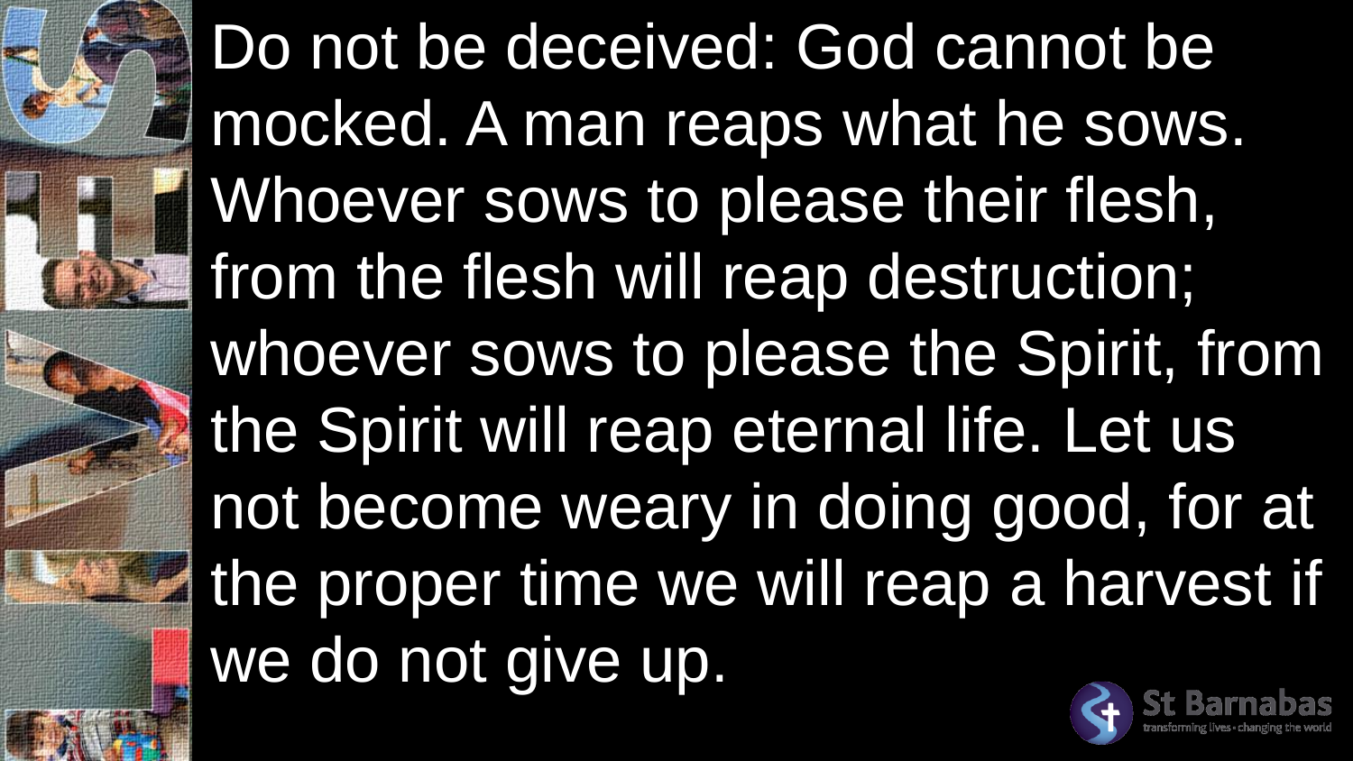Do not be deceived: God cannot be mocked. A man reaps what he sows. Whoever sows to please their flesh, from the flesh will reap destruction; whoever sows to please the Spirit, from the Spirit will reap eternal life. Let us not become weary in doing good, for at the proper time we will reap a harvest if we do not give up.

St Barnabas
transforming lives • changing the world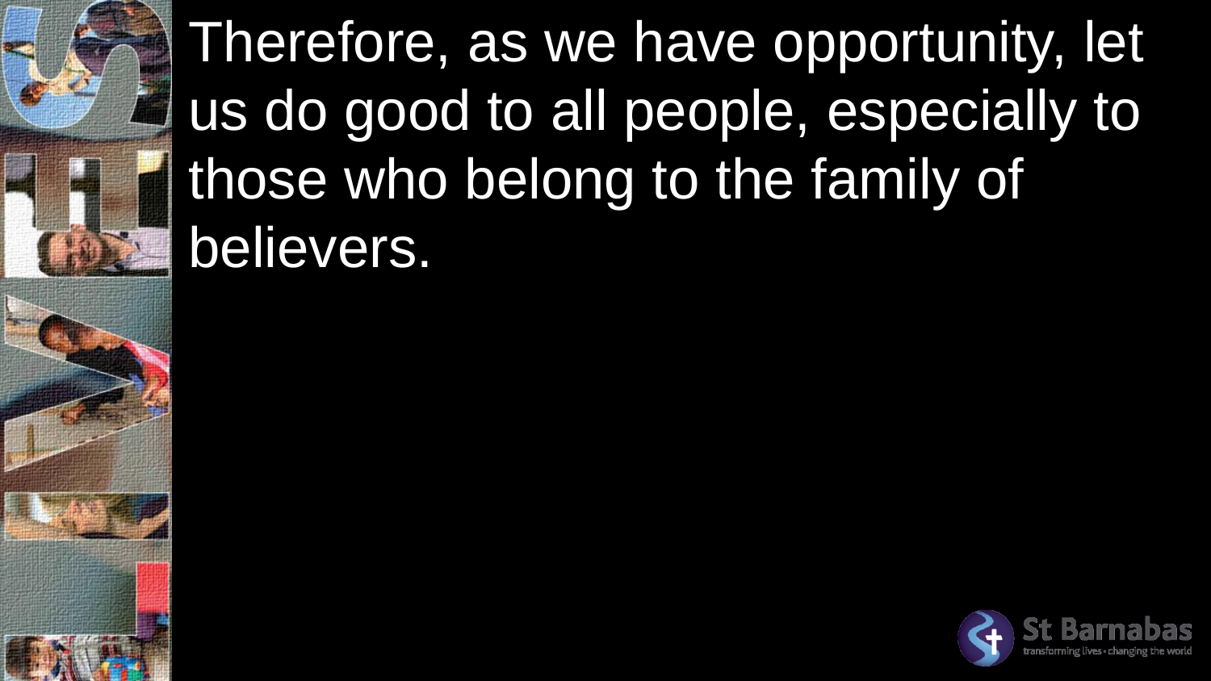Therefore, as we have opportunity, let us do good to all people, especially to those who belong to the family of believers.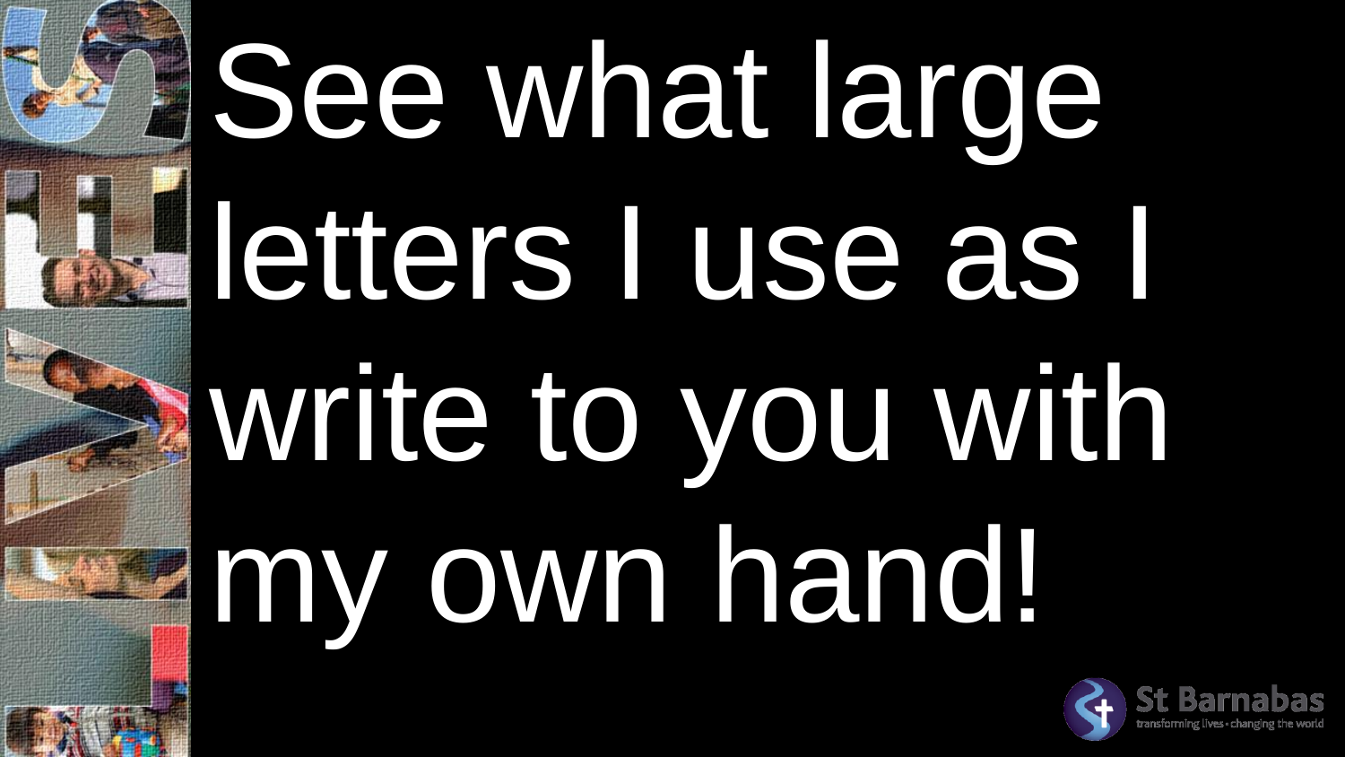See what large letters I use as I write to you with my own hand!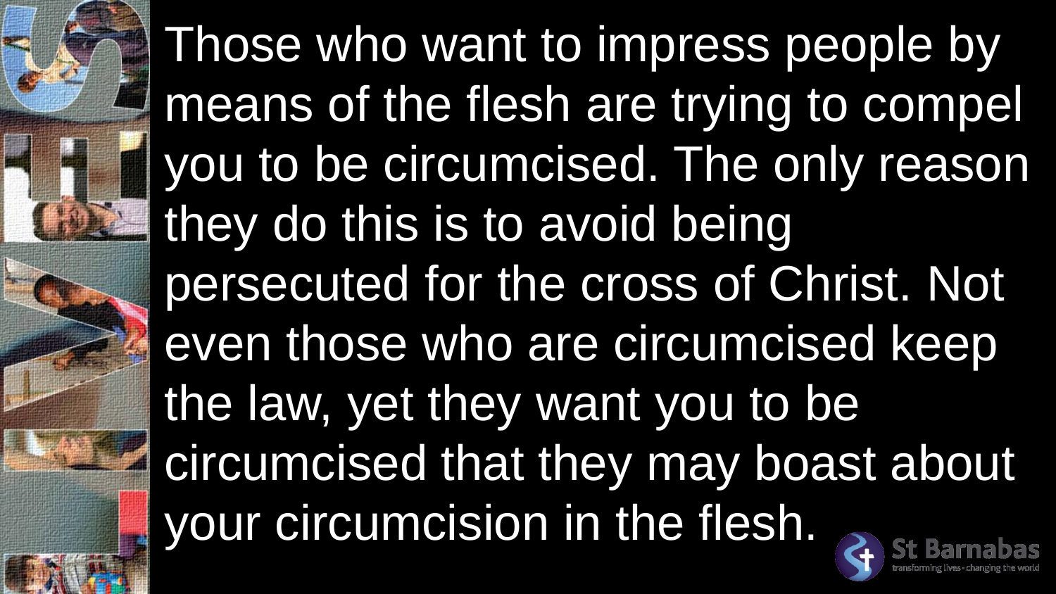Those who want to impress people by means of the flesh are trying to compel you to be circumcised. The only reason they do this is to avoid being persecuted for the cross of Christ. Not even those who are circumcised keep the law, yet they want you to be circumcised that they may boast about your circumcision in the flesh.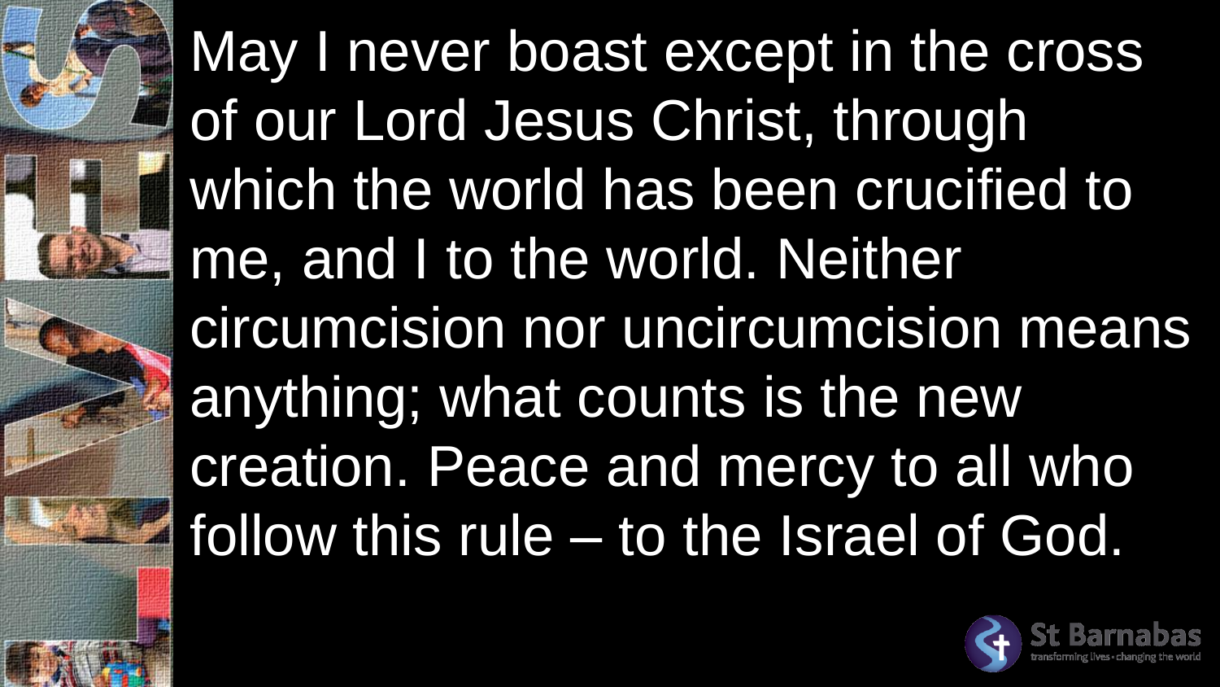May I never boast except in the cross of our Lord Jesus Christ, through which the world has been crucified to me, and I to the world. Neither circumcision nor uncircumcision means anything; what counts is the new creation. Peace and mercy to all who follow this rule – to the Israel of God.

St Barnabas
transforming lives • changing the world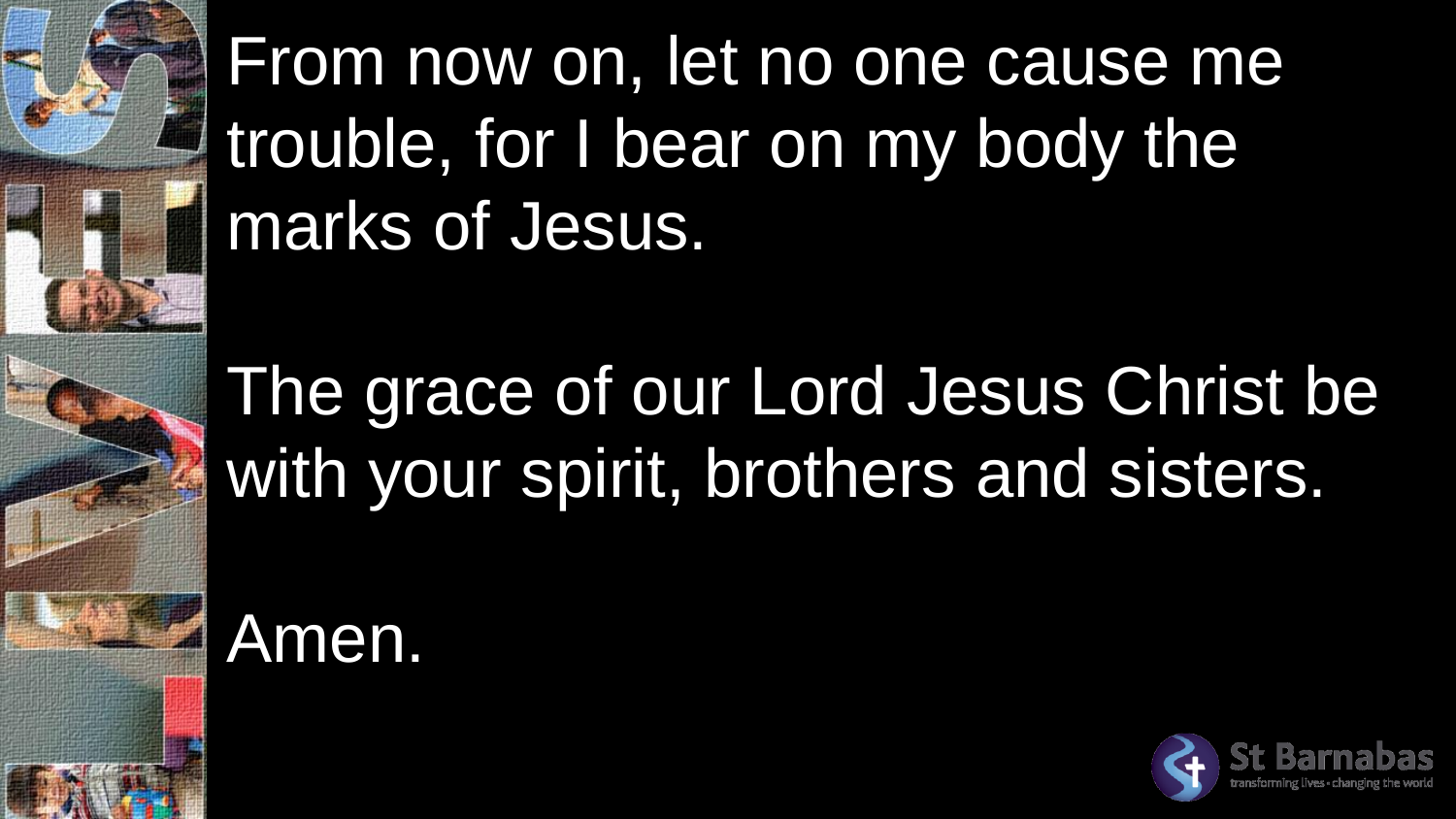From now on, let no one cause me trouble, for I bear on my body the marks of Jesus.

The grace of our Lord Jesus Christ be with your spirit, brothers and sisters.

Amen.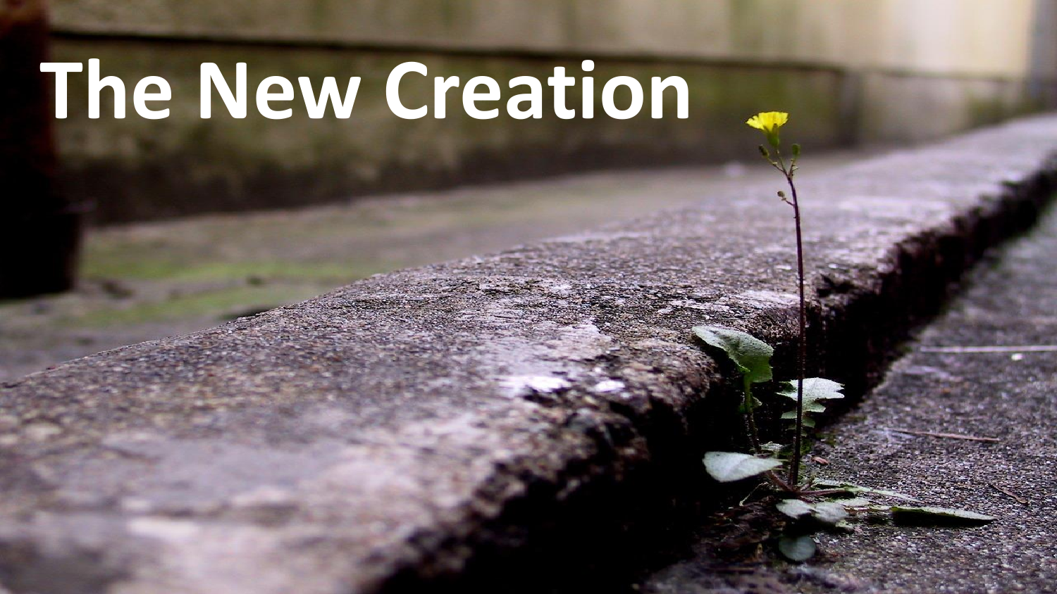# The New Creation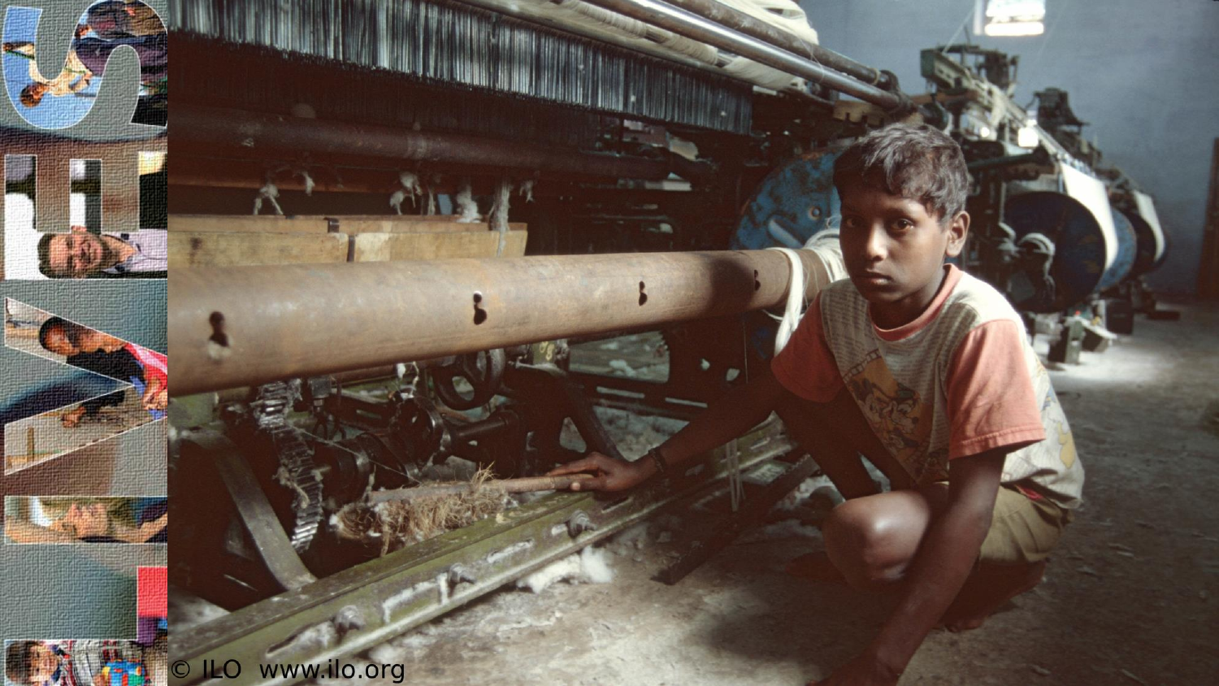© ILO www.ilo.org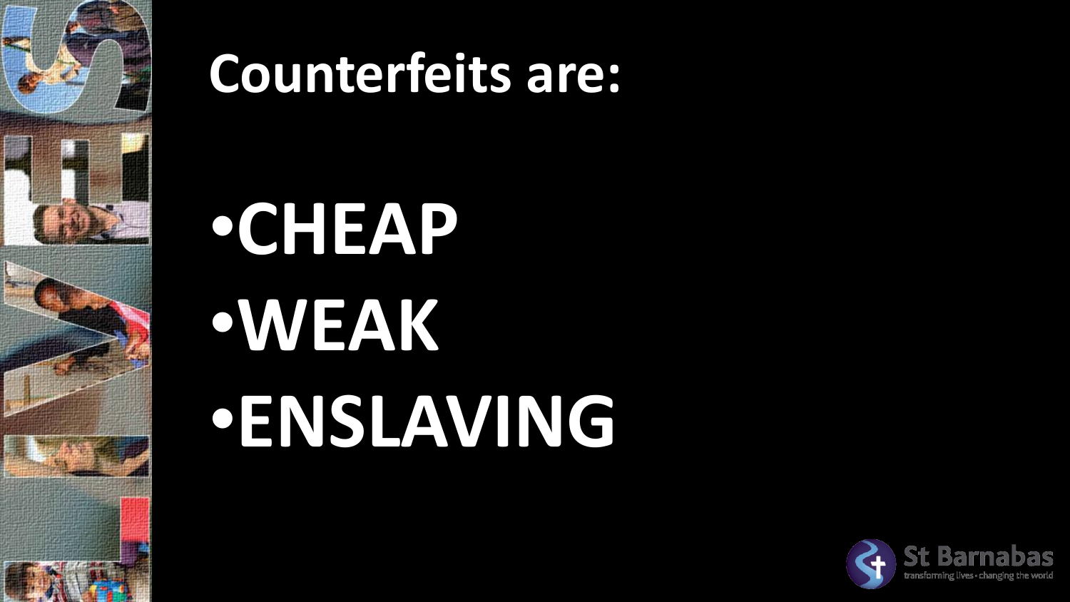# Counterfeits are:

- **CHEAP**
- **WEAK**
- **ENSLAVING**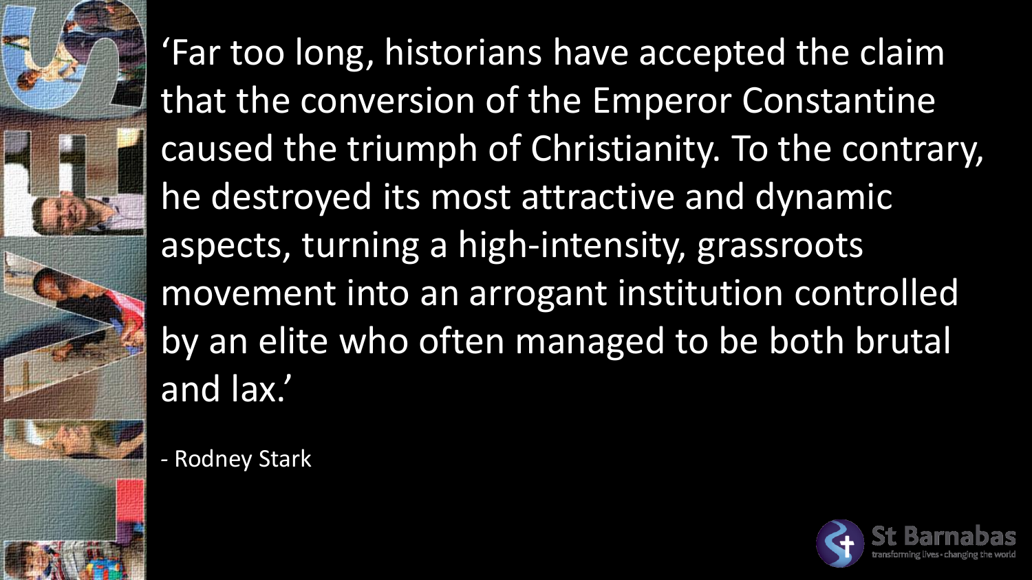'Far too long, historians have accepted the claim that the conversion of the Emperor Constantine caused the triumph of Christianity. To the contrary, he destroyed its most attractive and dynamic aspects, turning a high-intensity, grassroots movement into an arrogant institution controlled by an elite who often managed to be both brutal and lax.'

- Rodney Stark

St Barnabas
transforming lives • changing the world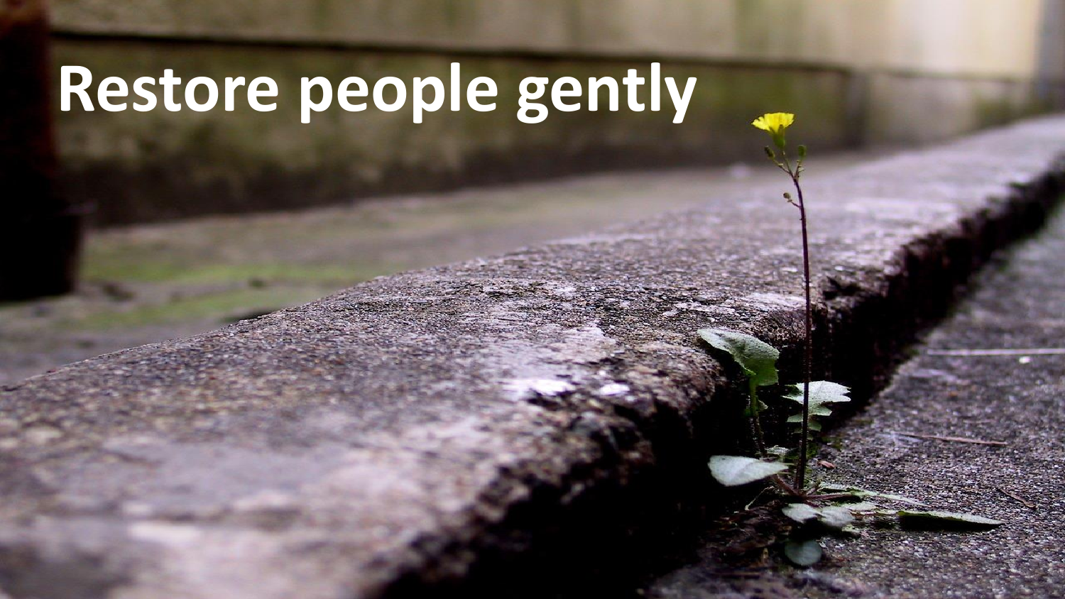# Restore people gently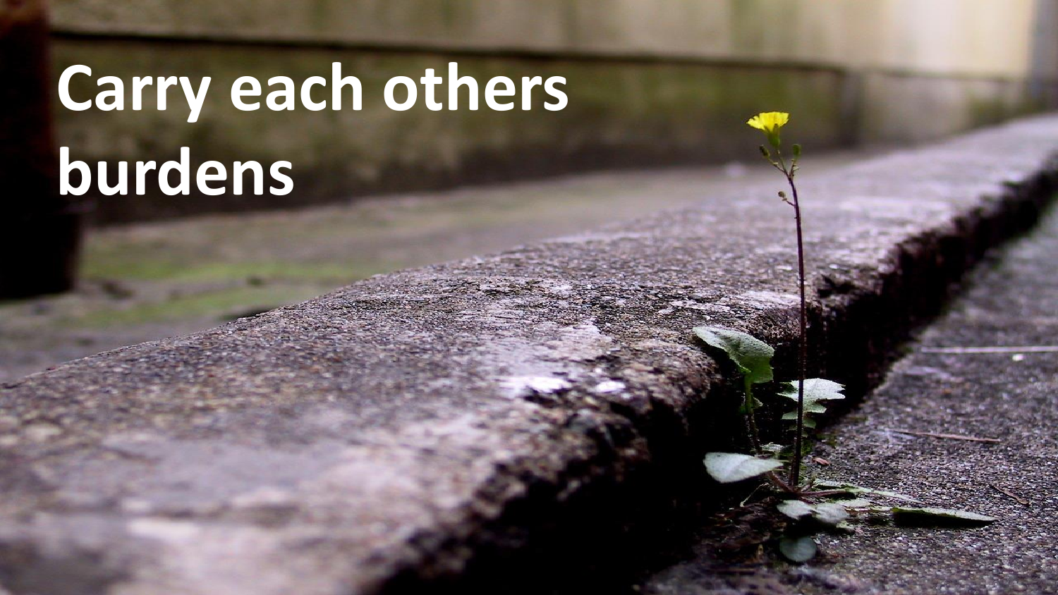# Carry each others burdens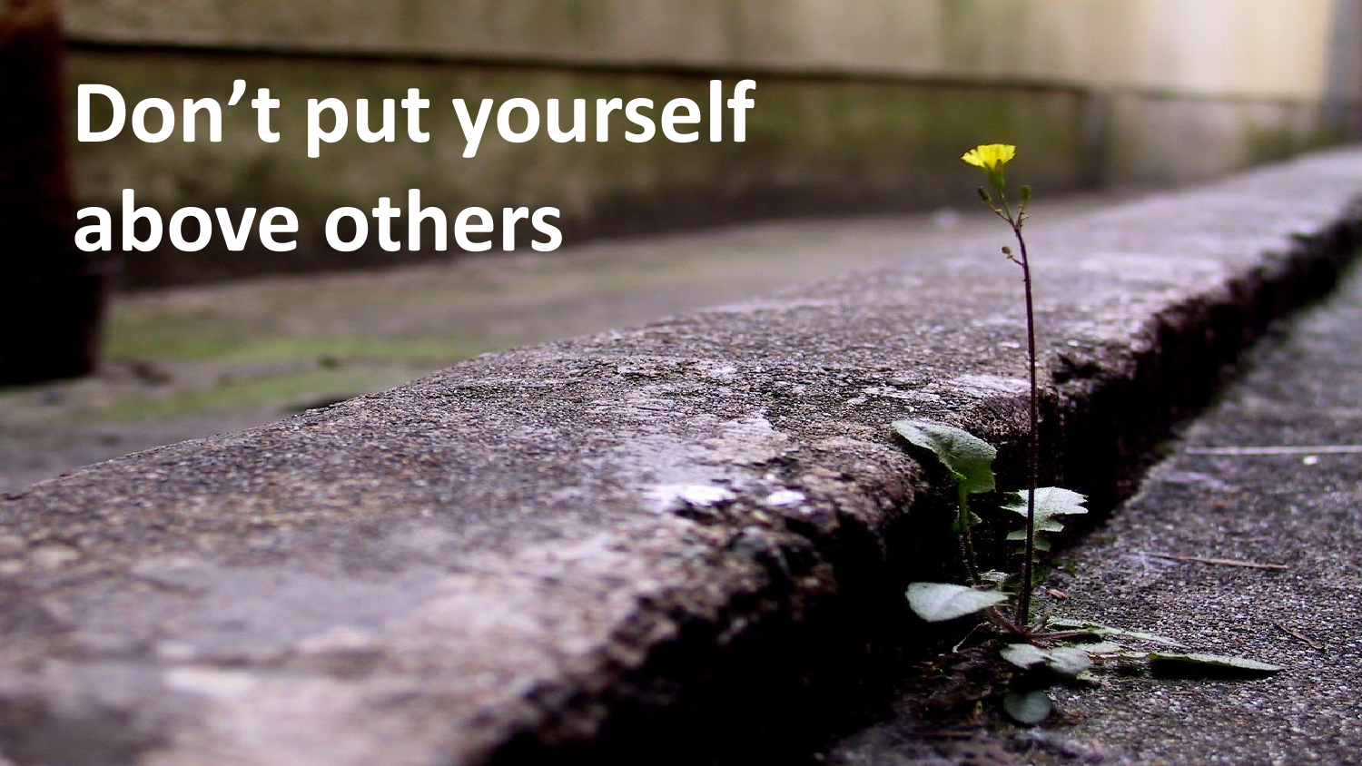# Don’t put yourself above others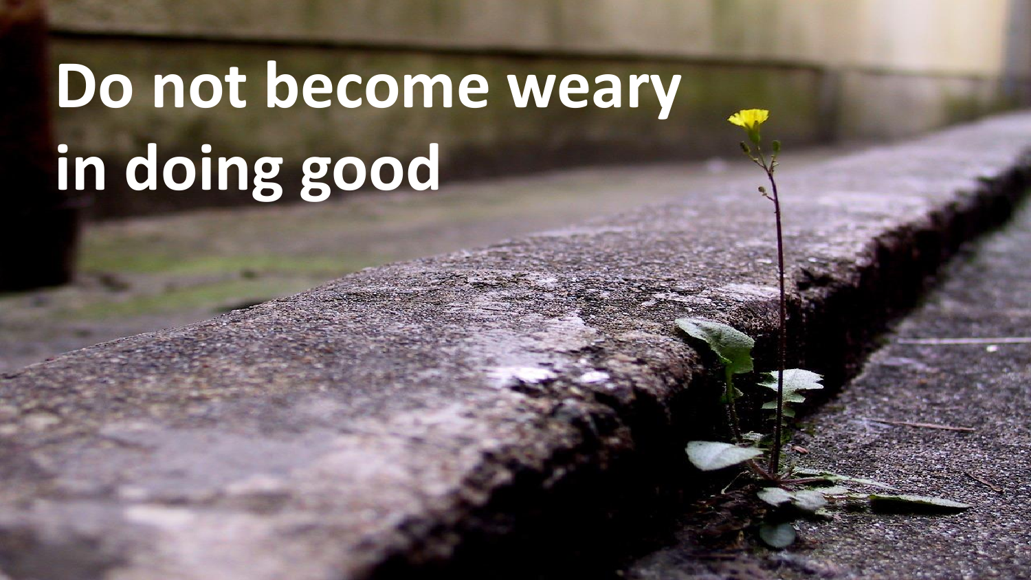# Do not become weary in doing good